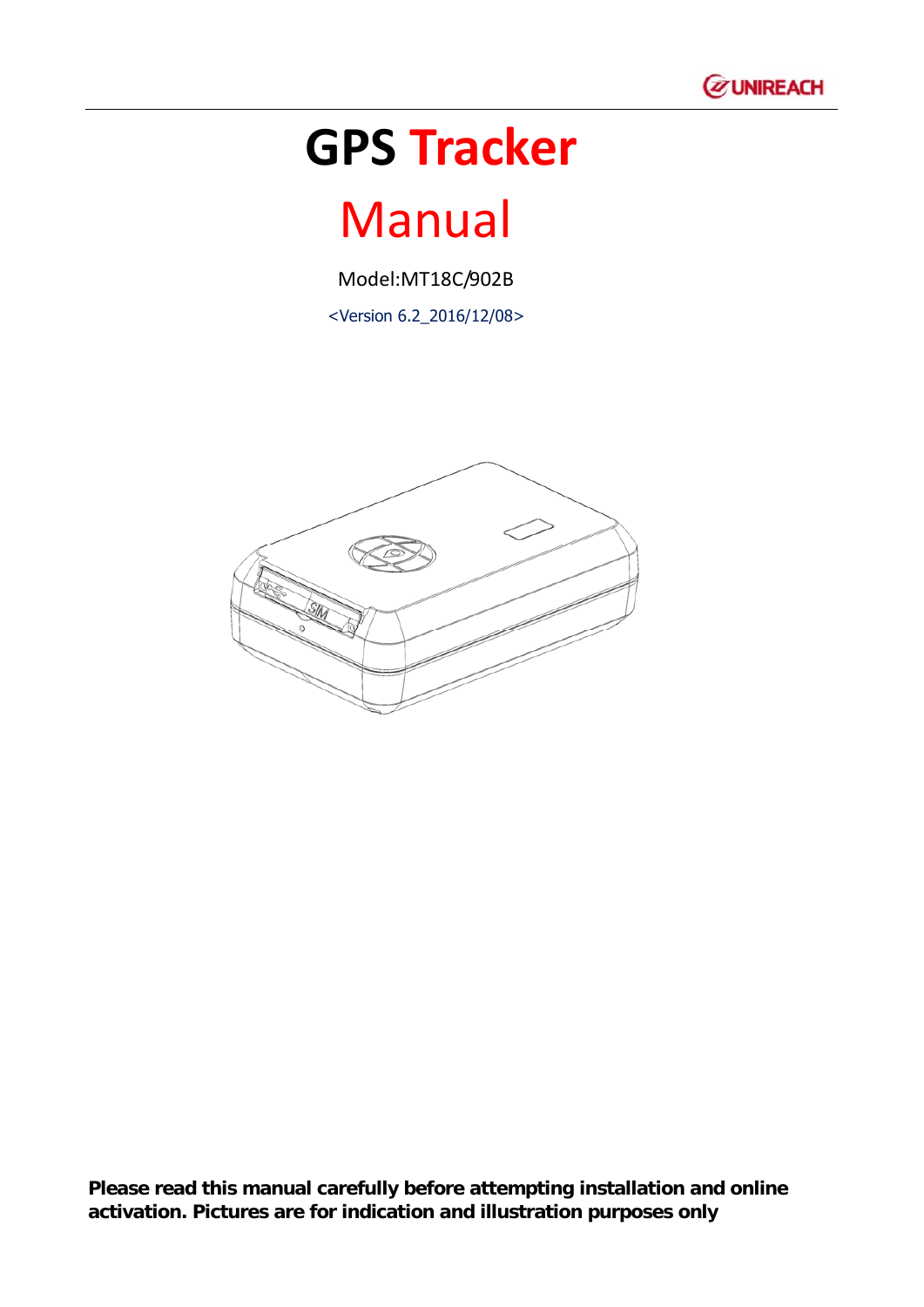# GPS Tracker

# Manual

Model:MT18C/902B

<Version 6.2_2016/12/08>

**Please read this manual carefully before attempting installation and online activation. Pictures are for indication and illustration purposes only**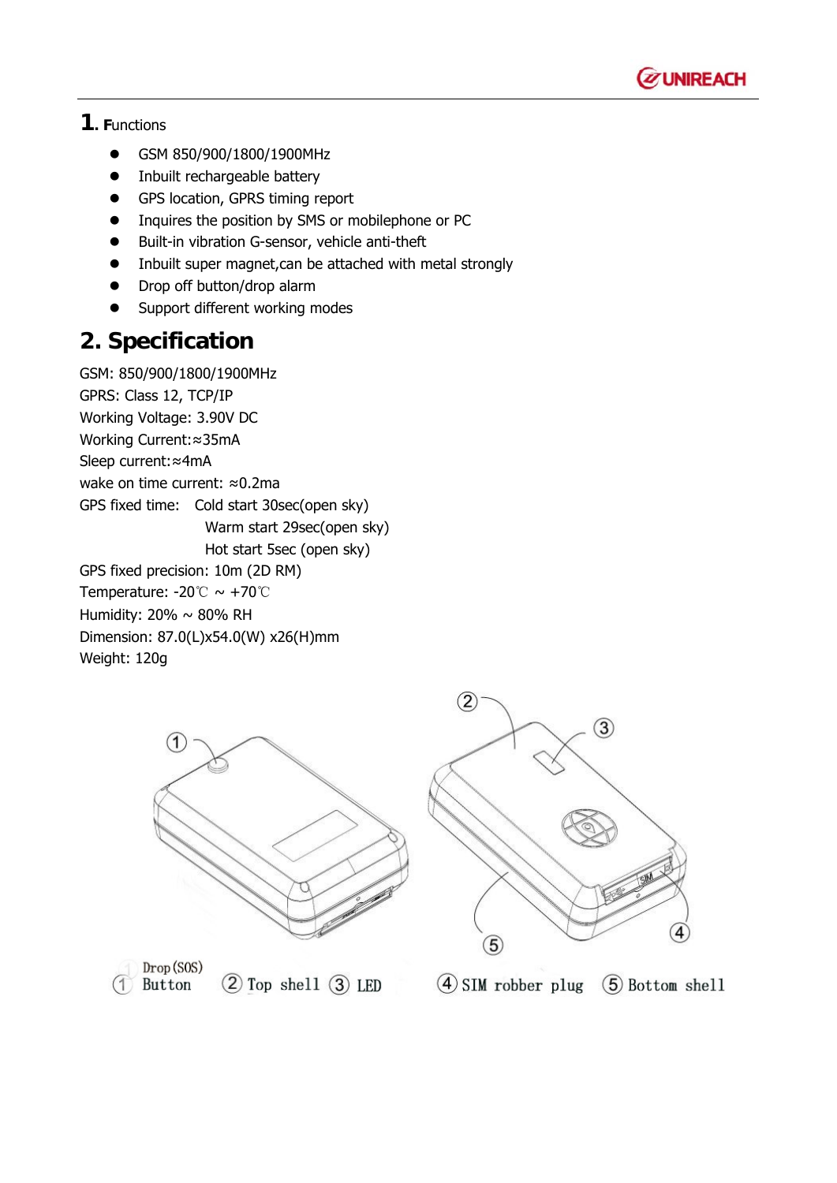## 1. Functions

- GSM 850/900/1800/1900MHz
- Inbuilt rechargeable battery
- GPS location, GPRS timing report
- Inquires the position by SMS or mobilephone or PC
- Built-in vibration G-sensor, vehicle anti-theft
- Inbuilt super magnet,can be attached with metal strongly
- Drop off button/drop alarm
- Support different working modes

## 2. Specification

GSM: 850/900/1800/1900MHz
GPRS: Class 12, TCP/IP
Working Voltage: 3.90V DC
Working Current:≈35mA
Sleep current:≈4mA
wake on time current: ≈0.2ma
GPS fixed time: Cold start 30sec(open sky)
Warm start 29sec(open sky)
Hot start 5sec (open sky)
GPS fixed precision: 10m (2D RM)
Temperature: -20℃ ~ +70℃
Humidity: 20% ~ 80% RH
Dimension: 87.0(L)x54.0(W) x26(H)mm
Weight: 120g

① Drop (SOS) Button ② Top shell ③ LED ④ SIM robber plug ⑤ Bottom shell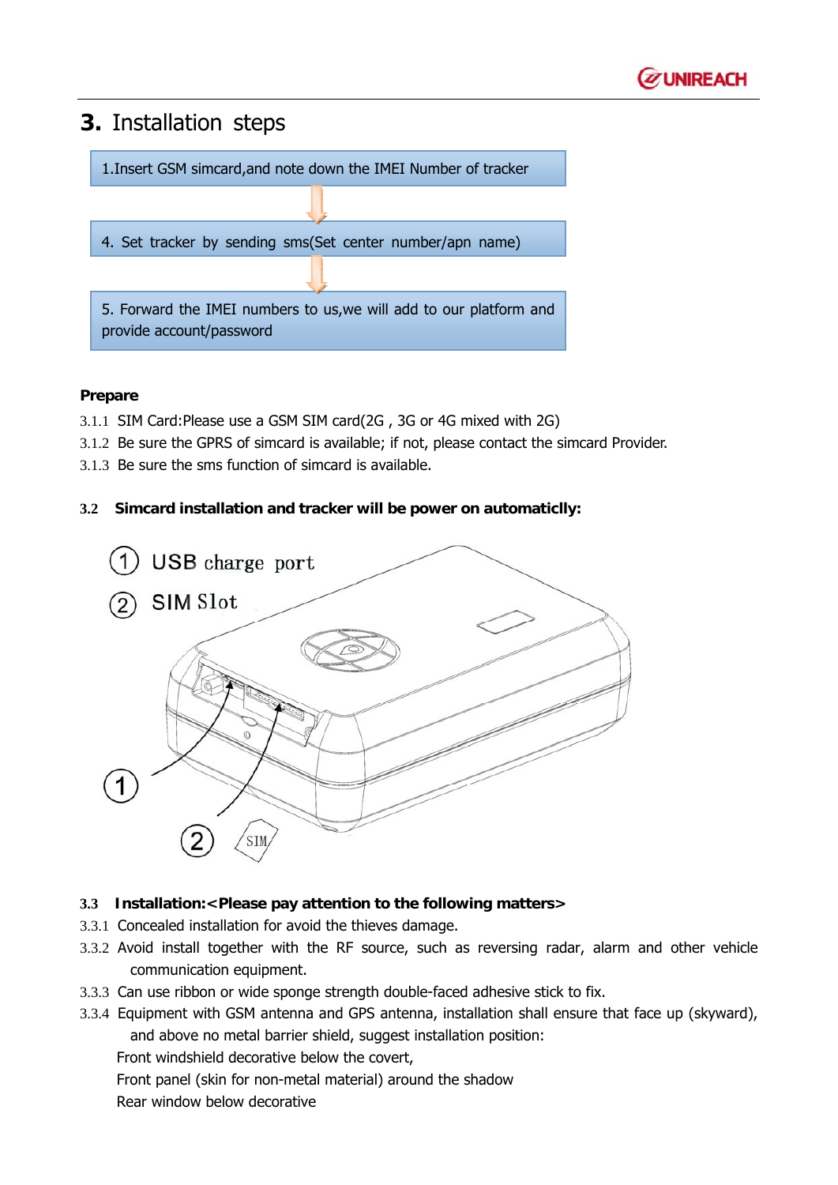# 3. Installation steps

1.Insert GSM simcard,and note down the IMEI Number of tracker

4. Set tracker by sending sms(Set center number/apn name)

5. Forward the IMEI numbers to us,we will add to our platform and provide account/password

**Prepare**

3.1.1 SIM Card:Please use a GSM SIM card(2G , 3G or 4G mixed with 2G)

3.1.2 Be sure the GPRS of simcard is available; if not, please contact the simcard Provider.

3.1.3 Be sure the sms function of simcard is available.

### 3.2 Simcard installation and tracker will be power on automaticlly:

① USB charge port

② SIM Slot

### 3.3 Installation:<Please pay attention to the following matters>

3.3.1 Concealed installation for avoid the thieves damage.

3.3.2 Avoid install together with the RF source, such as reversing radar, alarm and other vehicle communication equipment.

3.3.3 Can use ribbon or wide sponge strength double-faced adhesive stick to fix.

3.3.4 Equipment with GSM antenna and GPS antenna, installation shall ensure that face up (skyward), and above no metal barrier shield, suggest installation position:

Front windshield decorative below the covert,

Front panel (skin for non-metal material) around the shadow

Rear window below decorative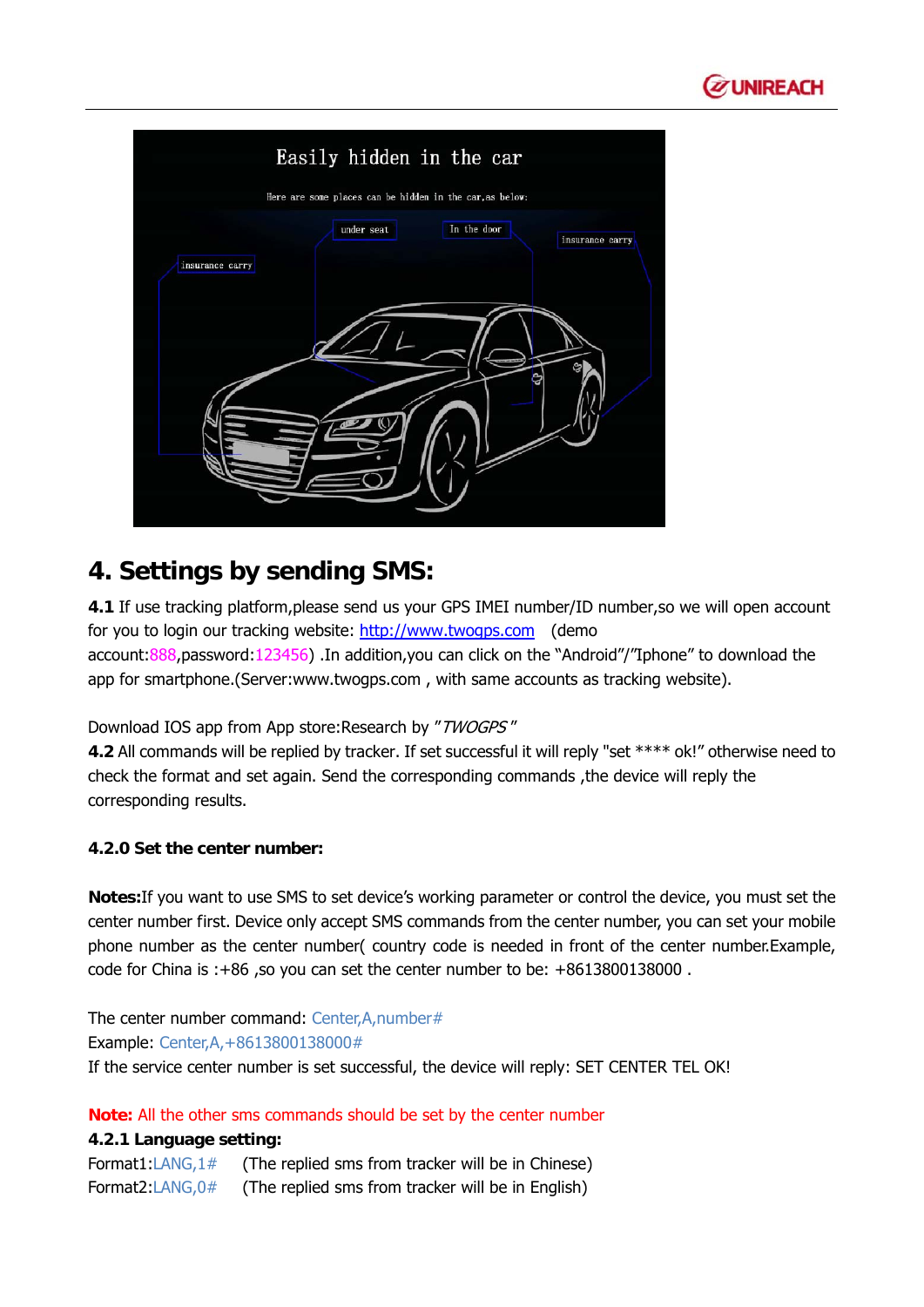# 4. Settings by sending SMS:

**4.1** If use tracking platform,please send us your GPS IMEI number/ID number,so we will open account for you to login our tracking website: http://www.twogps.com (demo account:888,password:123456) .In addition,you can click on the "Android"/"Iphone" to download the app for smartphone.(Server:www.twogps.com , with same accounts as tracking website).

Download IOS app from App store:Research by "*TWOGPS*"

**4.2** All commands will be replied by tracker. If set successful it will reply "set **** ok!" otherwise need to check the format and set again. Send the corresponding commands ,the device will reply the corresponding results.

### 4.2.0 Set the center number:

**Notes:**If you want to use SMS to set device's working parameter or control the device, you must set the center number first. Device only accept SMS commands from the center number, you can set your mobile phone number as the center number( country code is needed in front of the center number.Example, code for China is :+86 ,so you can set the center number to be: +8613800138000 .

The center number command: Center,A,number#

Example: Center,A,+8613800138000#

If the service center number is set successful, the device will reply: SET CENTER TEL OK!

**Note:** All the other sms commands should be set by the center number

### 4.2.1 Language setting:

Format1:LANG,1# (The replied sms from tracker will be in Chinese)

Format2:LANG,0# (The replied sms from tracker will be in English)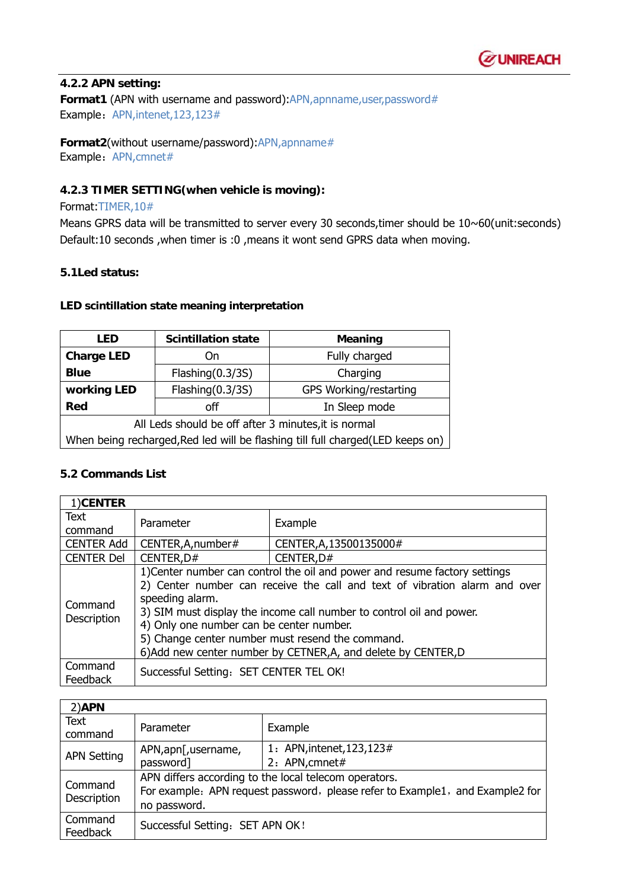### 4.2.2 APN setting:

**Format1** (APN with username and password):APN,apnname,user,password#
Example：APN,intenet,123,123#

**Format2**(without username/password):APN,apnname#
Example：APN,cmnet#

### 4.2.3 TIMER SETTING(when vehicle is moving):

Format:TIMER,10#
Means GPRS data will be transmitted to server every 30 seconds,timer should be 10~60(unit:seconds)
Default:10 seconds ,when timer is :0 ,means it wont send GPRS data when moving.

### 5.1Led status:

**LED scintillation state meaning interpretation**

| LED | Scintillation state | Meaning |
|---|---|---|
| **Charge LED Blue** | On | Fully charged |
| | Flashing(0.3/3S) | Charging |
| **working LED Red** | Flashing(0.3/3S) | GPS Working/restarting |
| | off | In Sleep mode |
| All Leds should be off after 3 minutes,it is normal<br>When being recharged,Red led will be flashing till full charged(LED keeps on) | | |

### 5.2 Commands List

| 1)**CENTER** | | |
|---|---|---|
| Text command | Parameter | Example |
| CENTER Add | CENTER,A,number# | CENTER,A,13500135000# |
| CENTER Del | CENTER,D# | CENTER,D# |
| Command Description | 1)Center number can control the oil and power and resume factory settings<br>2) Center number can receive the call and text of vibration alarm and over speeding alarm.<br>3) SIM must display the income call number to control oil and power.<br>4) Only one number can be center number.<br>5) Change center number must resend the command.<br>6)Add new center number by CETNER,A, and delete by CENTER,D | |
| Command Feedback | Successful Setting：SET CENTER TEL OK! | |

| 2)**APN** | | |
|---|---|---|
| Text command | Parameter | Example |
| APN Setting | APN,apn[,username, password] | 1：APN,intenet,123,123#<br>2：APN,cmnet# |
| Command Description | APN differs according to the local telecom operators.<br>For example：APN request password，please refer to Example1，and Example2 for no password. | |
| Command Feedback | Successful Setting：SET APN OK！ | |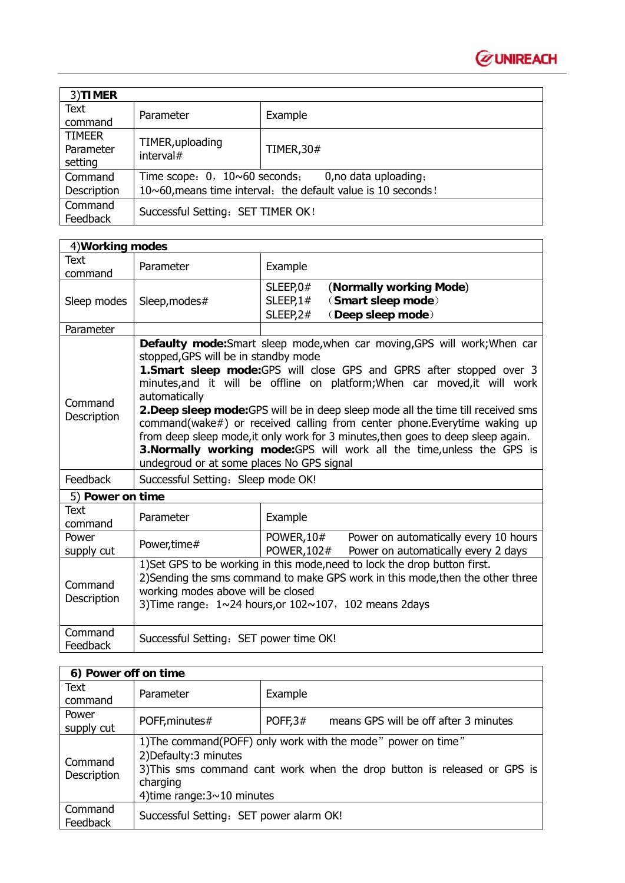| 3)**TIMER** | | |
|---|---|---|
| Text command | Parameter | Example |
| TIMEER Parameter setting | TIMER,uploading interval# | TIMER,30# |
| Command Description | Time scope：0，10~60 seconds；  0,no data uploading；<br>10~60,means time interval；the default value is 10 seconds！ | |
| Command Feedback | Successful Setting：SET TIMER OK！ | |

| 4)**Working modes** | | |
|---|---|---|
| Text command | Parameter | Example |
| Sleep modes | Sleep,modes# | SLEEP,0#  (**Normally working Mode**)<br>SLEEP,1#  （**Smart sleep mode**）<br>SLEEP,2#  （**Deep sleep mode**） |
| Parameter | | |
| Command Description | **Defaulty mode:**Smart sleep mode,when car moving,GPS will work;When car stopped,GPS will be in standby mode<br>**1.Smart sleep mode:**GPS will close GPS and GPRS after stopped over 3 minutes,and it will be offline on platform;When car moved,it will work automatically<br>**2.Deep sleep mode:**GPS will be in deep sleep mode all the time till received sms command(wake#) or received calling from center phone.Everytime waking up from deep sleep mode,it only work for 3 minutes,then goes to deep sleep again.<br>**3.Normally working mode:**GPS will work all the time,unless the GPS is undegroud or at some places No GPS signal | |
| Feedback | Successful Setting：Sleep mode OK! | |
| 5) **Power on time** | | |
| Text command | Parameter | Example |
| Power supply cut | Power,time# | POWER,10#  Power on automatically every 10 hours<br>POWER,102#  Power on automatically every 2 days |
| Command Description | 1)Set GPS to be working in this mode,need to lock the drop button first.<br>2)Sending the sms command to make GPS work in this mode,then the other three working modes above will be closed<br>3)Time range：1~24 hours,or 102~107，102 means 2days | |
| Command Feedback | Successful Setting：SET power time OK! | |

| **6) Power off on time** | | |
|---|---|---|
| Text command | Parameter | Example |
| Power supply cut | POFF,minutes# | POFF,3#  means GPS will be off after 3 minutes |
| Command Description | 1)The command(POFF) only work with the mode" power on time"<br>2)Defaulty:3 minutes<br>3)This sms command cant work when the drop button is released or GPS is charging<br>4)time range:3~10 minutes | |
| Command Feedback | Successful Setting：SET power alarm OK! | |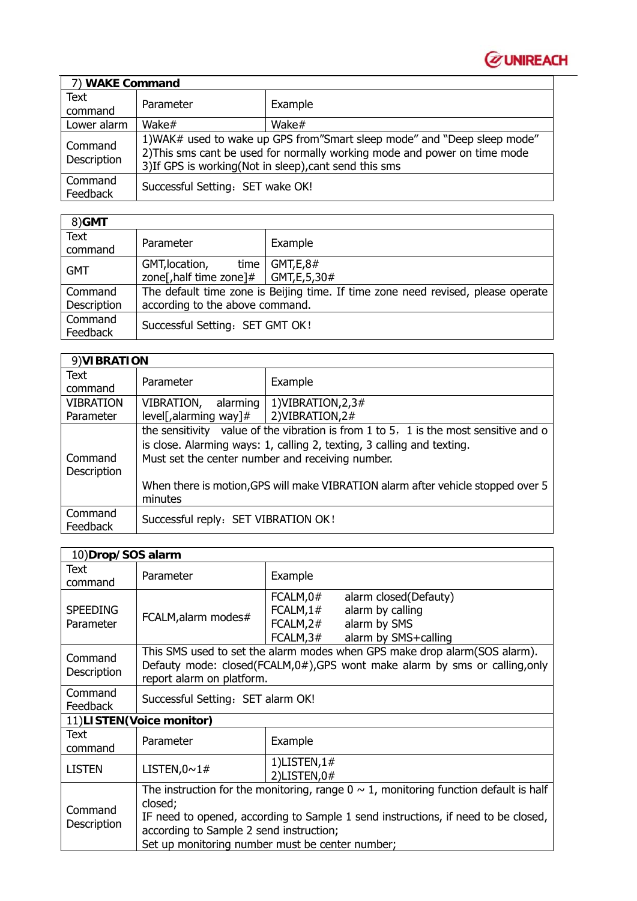| 7) **WAKE Command** | | |
|---|---|---|
| Text command | Parameter | Example |
| Lower alarm | Wake# | Wake# |
| Command Description | 1)WAK# used to wake up GPS from"Smart sleep mode" and "Deep sleep mode"<br>2)This sms cant be used for normally working mode and power on time mode<br>3)If GPS is working(Not in sleep),cant send this sms | |
| Command Feedback | Successful Setting：SET wake OK! | |

| 8)**GMT** | | |
|---|---|---|
| Text command | Parameter | Example |
| GMT | GMT,location, time zone[,half time zone]# | GMT,E,8#<br>GMT,E,5,30# |
| Command Description | The default time zone is Beijing time. If time zone need revised, please operate according to the above command. | |
| Command Feedback | Successful Setting：SET GMT OK！ | |

| 9)**VIBRATION** | | |
|---|---|---|
| Text command | Parameter | Example |
| VIBRATION Parameter | VIBRATION, alarming level[,alarming way]# | 1)VIBRATION,2,3#<br>2)VIBRATION,2# |
| Command Description | the sensitivity value of the vibration is from 1 to 5，1 is the most sensitive and o is close. Alarming ways: 1, calling 2, texting, 3 calling and texting.<br>Must set the center number and receiving number.<br><br>When there is motion,GPS will make VIBRATION alarm after vehicle stopped over 5 minutes | |
| Command Feedback | Successful reply：SET VIBRATION OK！ | |

| 10)**Drop/SOS alarm** | | |
|---|---|---|
| Text command | Parameter | Example |
| SPEEDING Parameter | FCALM,alarm modes# | FCALM,0# alarm closed(Defauty)<br>FCALM,1# alarm by calling<br>FCALM,2# alarm by SMS<br>FCALM,3# alarm by SMS+calling |
| Command Description | This SMS used to set the alarm modes when GPS make drop alarm(SOS alarm). Defauty mode: closed(FCALM,0#),GPS wont make alarm by sms or calling,only report alarm on platform. | |
| Command Feedback | Successful Setting：SET alarm OK! | |

| 11)**LISTEN(Voice monitor)** | | |
|---|---|---|
| Text command | Parameter | Example |
| LISTEN | LISTEN,0~1# | 1)LISTEN,1#<br>2)LISTEN,0# |
| Command Description | The instruction for the monitoring, range 0 ~ 1, monitoring function default is half closed;<br>IF need to opened, according to Sample 1 send instructions, if need to be closed, according to Sample 2 send instruction;<br>Set up monitoring number must be center number; | |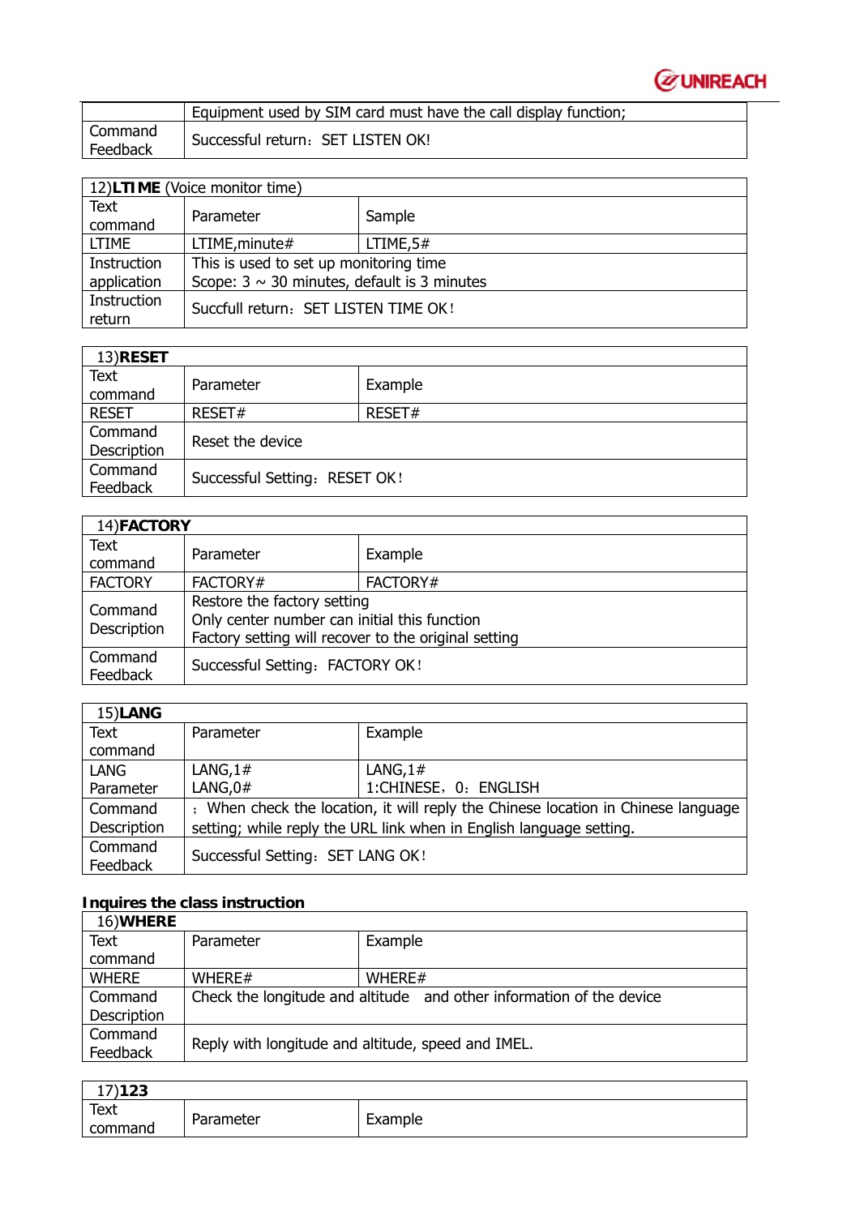| | Equipment used by SIM card must have the call display function; |
|---|---|
| Command Feedback | Successful return：SET LISTEN OK! |

| 12)**LTIME** (Voice monitor time) | | |
|---|---|---|
| Text command | Parameter | Sample |
| LTIME | LTIME,minute# | LTIME,5# |
| Instruction application | This is used to set up monitoring time<br>Scope: 3 ~ 30 minutes, default is 3 minutes | |
| Instruction return | Succfull return：SET LISTEN TIME OK！ | |

| 13)**RESET** | | |
|---|---|---|
| Text command | Parameter | Example |
| RESET | RESET# | RESET# |
| Command Description | Reset the device | |
| Command Feedback | Successful Setting：RESET OK！ | |

| 14)**FACTORY** | | |
|---|---|---|
| Text command | Parameter | Example |
| FACTORY | FACTORY# | FACTORY# |
| Command Description | Restore the factory setting<br>Only center number can initial this function<br>Factory setting will recover to the original setting | |
| Command Feedback | Successful Setting：FACTORY OK！ | |

| 15)**LANG** | | |
|---|---|---|
| Text command | Parameter | Example |
| LANG Parameter | LANG,1#<br>LANG,0# | LANG,1#<br>1:CHINESE，0：ENGLISH |
| Command Description | ：When check the location, it will reply the Chinese location in Chinese language setting; while reply the URL link when in English language setting. | |
| Command Feedback | Successful Setting：SET LANG OK！ | |

**Inquires the class instruction**

| 16)**WHERE** | | |
|---|---|---|
| Text command | Parameter | Example |
| WHERE | WHERE# | WHERE# |
| Command Description | Check the longitude and altitude　and other information of the device | |
| Command Feedback | Reply with longitude and altitude, speed and IMEL. | |

| 17)**123** | | |
|---|---|---|
| Text command | Parameter | Example |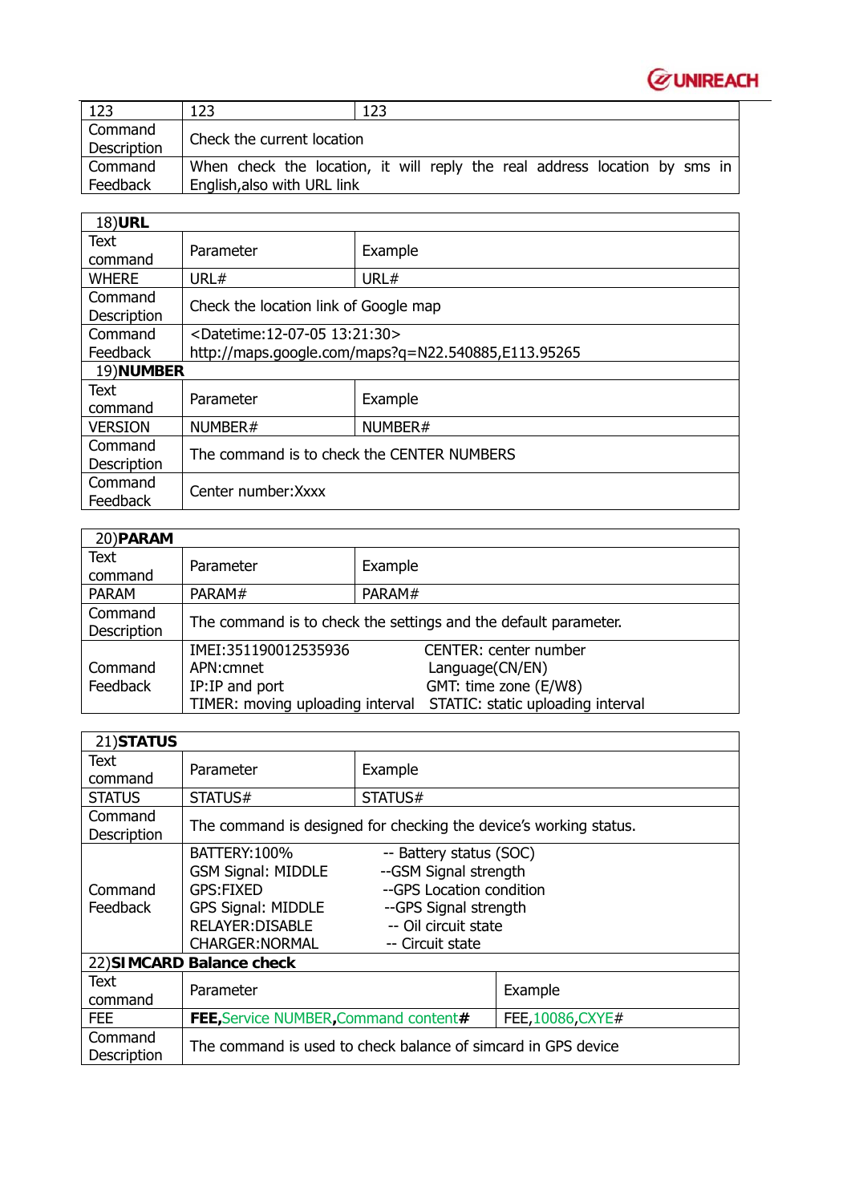| 123 | 123 | 123 |
|---|---|---|
| Command Description | Check the current location | |
| Command Feedback | When check the location, it will reply the real address location by sms in English,also with URL link | |

| 18)**URL** | | |
|---|---|---|
| Text command | Parameter | Example |
| WHERE | URL# | URL# |
| Command Description | Check the location link of Google map | |
| Command Feedback | <Datetime:12-07-05 13:21:30> http://maps.google.com/maps?q=N22.540885,E113.95265 | |
| 19)**NUMBER** | | |
| Text command | Parameter | Example |
| VERSION | NUMBER# | NUMBER# |
| Command Description | The command is to check the CENTER NUMBERS | |
| Command Feedback | Center number:Xxxx | |

| 20)**PARAM** | | |
|---|---|---|
| Text command | Parameter | Example |
| PARAM | PARAM# | PARAM# |
| Command Description | The command is to check the settings and the default parameter. | |
| Command Feedback | IMEI:351190012535936<br>APN:cmnet<br>IP:IP and port<br>TIMER: moving uploading interval | CENTER: center number<br>Language(CN/EN)<br>GMT: time zone (E/W8)<br>STATIC: static uploading interval |

| 21)**STATUS** | | |
|---|---|---|
| Text command | Parameter | Example |
| STATUS | STATUS# | STATUS# |
| Command Description | The command is designed for checking the device's working status. | |
| Command Feedback | BATTERY:100%<br>GSM Signal: MIDDLE<br>GPS:FIXED<br>GPS Signal: MIDDLE<br>RELAYER:DISABLE<br>CHARGER:NORMAL | -- Battery status (SOC)<br>--GSM Signal strength<br>--GPS Location condition<br>--GPS Signal strength<br>-- Oil circuit state<br>-- Circuit state |
| 22)**SIMCARD Balance check** | | |
| Text command | Parameter | Example |
| FEE | **FEE,**Service NUMBER**,**Command content**#** | FEE,10086,CXYE# |
| Command Description | The command is used to check balance of simcard in GPS device | |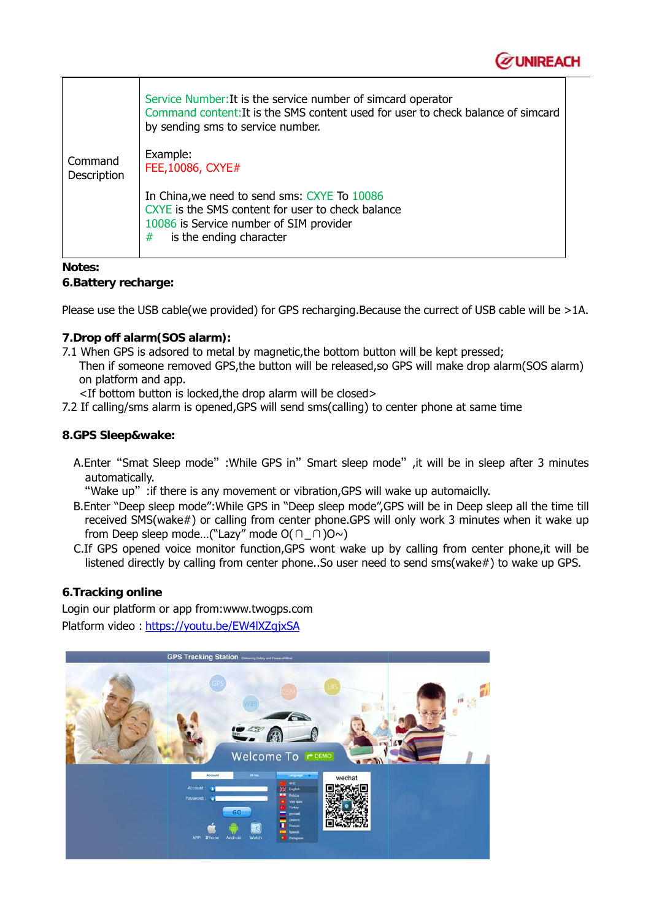| | |
|---|---|
| Command Description | Service Number:It is the service number of simcard operator<br>Command content:It is the SMS content used for user to check balance of simcard by sending sms to service number.<br><br>Example:<br>FEE,10086, CXYE#<br><br>In China,we need to send sms: CXYE To 10086<br>CXYE is the SMS content for user to check balance<br>10086 is Service number of SIM provider<br># is the ending character |

**Notes:**

**6.Battery recharge:**

Please use the USB cable(we provided) for GPS recharging.Because the currect of USB cable will be >1A.

**7.Drop off alarm(SOS alarm):**

7.1 When GPS is adsored to metal by magnetic,the bottom button will be kept pressed;
Then if someone removed GPS,the button will be released,so GPS will make drop alarm(SOS alarm) on platform and app.
<If bottom button is locked,the drop alarm will be closed>

7.2 If calling/sms alarm is opened,GPS will send sms(calling) to center phone at same time

**8.GPS Sleep&wake:**

A.Enter "Smat Sleep mode" :While GPS in" Smart sleep mode" ,it will be in sleep after 3 minutes automatically.
"Wake up" :if there is any movement or vibration,GPS will wake up automaiclly.

B.Enter "Deep sleep mode":While GPS in "Deep sleep mode",GPS will be in Deep sleep all the time till received SMS(wake#) or calling from center phone.GPS will only work 3 minutes when it wake up from Deep sleep mode…("Lazy" mode O(∩_∩)O~)

C.If GPS opened voice monitor function,GPS wont wake up by calling from center phone,it will be listened directly by calling from center phone..So user need to send sms(wake#) to wake up GPS.

**6.Tracking online**

Login our platform or app from:www.twogps.com

Platform video : https://youtu.be/EW4lXZgjxSA